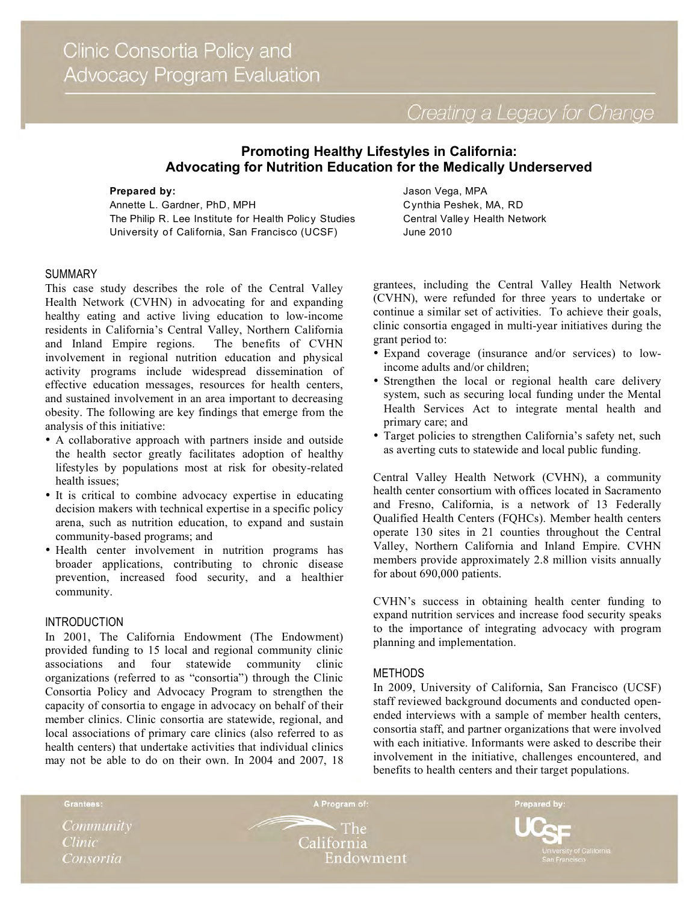Clinic Consortia Policy and Advocacy Program Evaluation

*Creating a Legacy for Change*

# Promoting Healthy Lifestyles in California: Advocating for Nutrition Education for the Medically Underserved

**Prepared by:**
Annette L. Gardner, PhD, MPH
The Philip R. Lee Institute for Health Policy Studies
University of California, San Francisco (UCSF)

Jason Vega, MPA
Cynthia Peshek, MA, RD
Central Valley Health Network
June 2010

## SUMMARY

This case study describes the role of the Central Valley Health Network (CVHN) in advocating for and expanding healthy eating and active living education to low-income residents in California's Central Valley, Northern California and Inland Empire regions. The benefits of CVHN involvement in regional nutrition education and physical activity programs include widespread dissemination of effective education messages, resources for health centers, and sustained involvement in an area important to decreasing obesity. The following are key findings that emerge from the analysis of this initiative:

- A collaborative approach with partners inside and outside the health sector greatly facilitates adoption of healthy lifestyles by populations most at risk for obesity-related health issues;
- It is critical to combine advocacy expertise in educating decision makers with technical expertise in a specific policy arena, such as nutrition education, to expand and sustain community-based programs; and
- Health center involvement in nutrition programs has broader applications, contributing to chronic disease prevention, increased food security, and a healthier community.

## INTRODUCTION

In 2001, The California Endowment (The Endowment) provided funding to 15 local and regional community clinic associations and four statewide community clinic organizations (referred to as "consortia") through the Clinic Consortia Policy and Advocacy Program to strengthen the capacity of consortia to engage in advocacy on behalf of their member clinics. Clinic consortia are statewide, regional, and local associations of primary care clinics (also referred to as health centers) that undertake activities that individual clinics may not be able to do on their own. In 2004 and 2007, 18 grantees, including the Central Valley Health Network (CVHN), were refunded for three years to undertake or continue a similar set of activities. To achieve their goals, clinic consortia engaged in multi-year initiatives during the grant period to:

- Expand coverage (insurance and/or services) to low-income adults and/or children;
- Strengthen the local or regional health care delivery system, such as securing local funding under the Mental Health Services Act to integrate mental health and primary care; and
- Target policies to strengthen California's safety net, such as averting cuts to statewide and local public funding.

Central Valley Health Network (CVHN), a community health center consortium with offices located in Sacramento and Fresno, California, is a network of 13 Federally Qualified Health Centers (FQHCs). Member health centers operate 130 sites in 21 counties throughout the Central Valley, Northern California and Inland Empire. CVHN members provide approximately 2.8 million visits annually for about 690,000 patients.

CVHN's success in obtaining health center funding to expand nutrition services and increase food security speaks to the importance of integrating advocacy with program planning and implementation.

## METHODS

In 2009, University of California, San Francisco (UCSF) staff reviewed background documents and conducted open-ended interviews with a sample of member health centers, consortia staff, and partner organizations that were involved with each initiative. Informants were asked to describe their involvement in the initiative, challenges encountered, and benefits to health centers and their target populations.

Grantees: *Community Clinic Consortia*

A Program of: The California Endowment

Prepared by: UCSF University of California San Francisco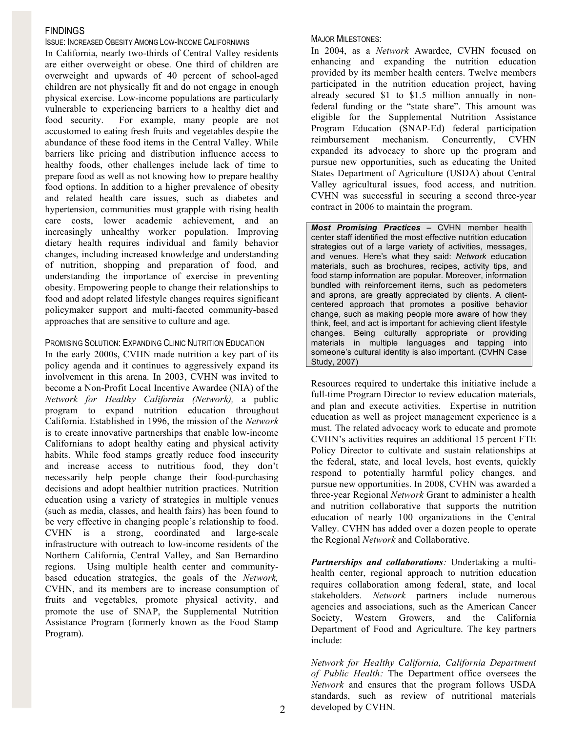## FINDINGS

### ISSUE: INCREASED OBESITY AMONG LOW-INCOME CALIFORNIANS

In California, nearly two-thirds of Central Valley residents are either overweight or obese. One third of children are overweight and upwards of 40 percent of school-aged children are not physically fit and do not engage in enough physical exercise. Low-income populations are particularly vulnerable to experiencing barriers to a healthy diet and food security. For example, many people are not accustomed to eating fresh fruits and vegetables despite the abundance of these food items in the Central Valley. While barriers like pricing and distribution influence access to healthy foods, other challenges include lack of time to prepare food as well as not knowing how to prepare healthy food options. In addition to a higher prevalence of obesity and related health care issues, such as diabetes and hypertension, communities must grapple with rising health care costs, lower academic achievement, and an increasingly unhealthy worker population. Improving dietary health requires individual and family behavior changes, including increased knowledge and understanding of nutrition, shopping and preparation of food, and understanding the importance of exercise in preventing obesity. Empowering people to change their relationships to food and adopt related lifestyle changes requires significant policymaker support and multi-faceted community-based approaches that are sensitive to culture and age.

### PROMISING SOLUTION: EXPANDING CLINIC NUTRITION EDUCATION

In the early 2000s, CVHN made nutrition a key part of its policy agenda and it continues to aggressively expand its involvement in this arena. In 2003, CVHN was invited to become a Non-Profit Local Incentive Awardee (NIA) of the *Network for Healthy California (Network),* a public program to expand nutrition education throughout California. Established in 1996, the mission of the *Network* is to create innovative partnerships that enable low-income Californians to adopt healthy eating and physical activity habits. While food stamps greatly reduce food insecurity and increase access to nutritious food, they don't necessarily help people change their food-purchasing decisions and adopt healthier nutrition practices. Nutrition education using a variety of strategies in multiple venues (such as media, classes, and health fairs) has been found to be very effective in changing people's relationship to food. CVHN is a strong, coordinated and large-scale infrastructure with outreach to low-income residents of the Northern California, Central Valley, and San Bernardino regions. Using multiple health center and community-based education strategies, the goals of the *Network,* CVHN, and its members are to increase consumption of fruits and vegetables, promote physical activity, and promote the use of SNAP, the Supplemental Nutrition Assistance Program (formerly known as the Food Stamp Program).

### MAJOR MILESTONES:

In 2004, as a *Network* Awardee, CVHN focused on enhancing and expanding the nutrition education provided by its member health centers. Twelve members participated in the nutrition education project, having already secured $1 to $1.5 million annually in non-federal funding or the "state share". This amount was eligible for the Supplemental Nutrition Assistance Program Education (SNAP-Ed) federal participation reimbursement mechanism. Concurrently, CVHN expanded its advocacy to shore up the program and pursue new opportunities, such as educating the United States Department of Agriculture (USDA) about Central Valley agricultural issues, food access, and nutrition. CVHN was successful in securing a second three-year contract in 2006 to maintain the program.

> ***Most Promising Practices*** – CVHN member health center staff identified the most effective nutrition education strategies out of a large variety of activities, messages, and venues. Here's what they said: *Network* education materials, such as brochures, recipes, activity tips, and food stamp information are popular. Moreover, information bundled with reinforcement items, such as pedometers and aprons, are greatly appreciated by clients. A client-centered approach that promotes a positive behavior change, such as making people more aware of how they think, feel, and act is important for achieving client lifestyle changes. Being culturally appropriate or providing materials in multiple languages and tapping into someone's cultural identity is also important. (CVHN Case Study, 2007)

Resources required to undertake this initiative include a full-time Program Director to review education materials, and plan and execute activities. Expertise in nutrition education as well as project management experience is a must. The related advocacy work to educate and promote CVHN's activities requires an additional 15 percent FTE Policy Director to cultivate and sustain relationships at the federal, state, and local levels, host events, quickly respond to potentially harmful policy changes, and pursue new opportunities. In 2008, CVHN was awarded a three-year Regional *Network* Grant to administer a health and nutrition collaborative that supports the nutrition education of nearly 100 organizations in the Central Valley. CVHN has added over a dozen people to operate the Regional *Network* and Collaborative.

***Partnerships and collaborations****:* Undertaking a multi-health center, regional approach to nutrition education requires collaboration among federal, state, and local stakeholders. *Network* partners include numerous agencies and associations, such as the American Cancer Society, Western Growers, and the California Department of Food and Agriculture. The key partners include:

*Network for Healthy California, California Department of Public Health:* The Department office oversees the *Network* and ensures that the program follows USDA standards, such as review of nutritional materials developed by CVHN.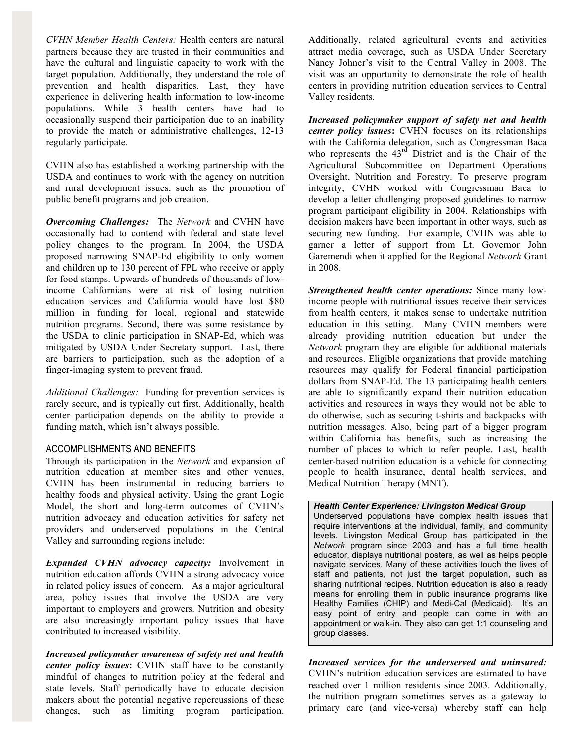*CVHN Member Health Centers:* Health centers are natural partners because they are trusted in their communities and have the cultural and linguistic capacity to work with the target population. Additionally, they understand the role of prevention and health disparities. Last, they have experience in delivering health information to low-income populations. While 3 health centers have had to occasionally suspend their participation due to an inability to provide the match or administrative challenges, 12-13 regularly participate.

CVHN also has established a working partnership with the USDA and continues to work with the agency on nutrition and rural development issues, such as the promotion of public benefit programs and job creation.

***Overcoming Challenges:*** The *Network* and CVHN have occasionally had to contend with federal and state level policy changes to the program. In 2004, the USDA proposed narrowing SNAP-Ed eligibility to only women and children up to 130 percent of FPL who receive or apply for food stamps. Upwards of hundreds of thousands of low-income Californians were at risk of losing nutrition education services and California would have lost $80 million in funding for local, regional and statewide nutrition programs. Second, there was some resistance by the USDA to clinic participation in SNAP-Ed, which was mitigated by USDA Under Secretary support. Last, there are barriers to participation, such as the adoption of a finger-imaging system to prevent fraud.

*Additional Challenges:* Funding for prevention services is rarely secure, and is typically cut first. Additionally, health center participation depends on the ability to provide a funding match, which isn't always possible.

## ACCOMPLISHMENTS AND BENEFITS

Through its participation in the *Network* and expansion of nutrition education at member sites and other venues, CVHN has been instrumental in reducing barriers to healthy foods and physical activity. Using the grant Logic Model, the short and long-term outcomes of CVHN's nutrition advocacy and education activities for safety net providers and underserved populations in the Central Valley and surrounding regions include:

***Expanded CVHN advocacy capacity:*** Involvement in nutrition education affords CVHN a strong advocacy voice in related policy issues of concern. As a major agricultural area, policy issues that involve the USDA are very important to employers and growers. Nutrition and obesity are also increasingly important policy issues that have contributed to increased visibility.

***Increased policymaker awareness of safety net and health center policy issues*:** CVHN staff have to be constantly mindful of changes to nutrition policy at the federal and state levels. Staff periodically have to educate decision makers about the potential negative repercussions of these changes, such as limiting program participation. Additionally, related agricultural events and activities attract media coverage, such as USDA Under Secretary Nancy Johner's visit to the Central Valley in 2008. The visit was an opportunity to demonstrate the role of health centers in providing nutrition education services to Central Valley residents.

***Increased policymaker support of safety net and health center policy issues*:** CVHN focuses on its relationships with the California delegation, such as Congressman Baca who represents the 43rd District and is the Chair of the Agricultural Subcommittee on Department Operations Oversight, Nutrition and Forestry. To preserve program integrity, CVHN worked with Congressman Baca to develop a letter challenging proposed guidelines to narrow program participant eligibility in 2004. Relationships with decision makers have been important in other ways, such as securing new funding. For example, CVHN was able to garner a letter of support from Lt. Governor John Garemendi when it applied for the Regional *Network* Grant in 2008.

***Strengthened health center operations:*** Since many low-income people with nutritional issues receive their services from health centers, it makes sense to undertake nutrition education in this setting. Many CVHN members were already providing nutrition education but under the *Network* program they are eligible for additional materials and resources. Eligible organizations that provide matching resources may qualify for Federal financial participation dollars from SNAP-Ed. The 13 participating health centers are able to significantly expand their nutrition education activities and resources in ways they would not be able to do otherwise, such as securing t-shirts and backpacks with nutrition messages. Also, being part of a bigger program within California has benefits, such as increasing the number of places to which to refer people. Last, health center-based nutrition education is a vehicle for connecting people to health insurance, dental health services, and Medical Nutrition Therapy (MNT).

***Health Center Experience: Livingston Medical Group***

Underserved populations have complex health issues that require interventions at the individual, family, and community levels. Livingston Medical Group has participated in the *Network* program since 2003 and has a full time health educator, displays nutritional posters, as well as helps people navigate services. Many of these activities touch the lives of staff and patients, not just the target population, such as sharing nutritional recipes. Nutrition education is also a ready means for enrolling them in public insurance programs like Healthy Families (CHIP) and Medi-Cal (Medicaid). It's an easy point of entry and people can come in with an appointment or walk-in. They also can get 1:1 counseling and group classes.

***Increased services for the underserved and uninsured:*** CVHN's nutrition education services are estimated to have reached over 1 million residents since 2003. Additionally, the nutrition program sometimes serves as a gateway to primary care (and vice-versa) whereby staff can help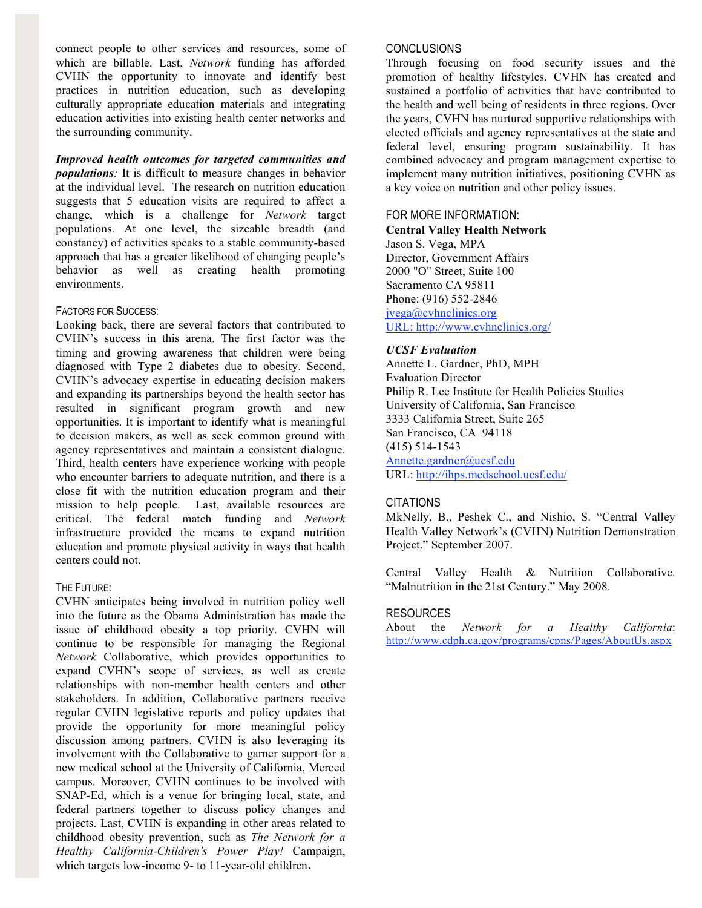connect people to other services and resources, some of which are billable. Last, *Network* funding has afforded CVHN the opportunity to innovate and identify best practices in nutrition education, such as developing culturally appropriate education materials and integrating education activities into existing health center networks and the surrounding community.

***Improved health outcomes for targeted communities and populations**:* It is difficult to measure changes in behavior at the individual level. The research on nutrition education suggests that 5 education visits are required to affect a change, which is a challenge for *Network* target populations. At one level, the sizeable breadth (and constancy) of activities speaks to a stable community-based approach that has a greater likelihood of changing people's behavior as well as creating health promoting environments.

### Factors for Success:

Looking back, there are several factors that contributed to CVHN's success in this arena. The first factor was the timing and growing awareness that children were being diagnosed with Type 2 diabetes due to obesity. Second, CVHN's advocacy expertise in educating decision makers and expanding its partnerships beyond the health sector has resulted in significant program growth and new opportunities. It is important to identify what is meaningful to decision makers, as well as seek common ground with agency representatives and maintain a consistent dialogue. Third, health centers have experience working with people who encounter barriers to adequate nutrition, and there is a close fit with the nutrition education program and their mission to help people. Last, available resources are critical. The federal match funding and *Network* infrastructure provided the means to expand nutrition education and promote physical activity in ways that health centers could not.

### The Future:

CVHN anticipates being involved in nutrition policy well into the future as the Obama Administration has made the issue of childhood obesity a top priority. CVHN will continue to be responsible for managing the Regional *Network* Collaborative, which provides opportunities to expand CVHN's scope of services, as well as create relationships with non-member health centers and other stakeholders. In addition, Collaborative partners receive regular CVHN legislative reports and policy updates that provide the opportunity for more meaningful policy discussion among partners. CVHN is also leveraging its involvement with the Collaborative to garner support for a new medical school at the University of California, Merced campus. Moreover, CVHN continues to be involved with SNAP-Ed, which is a venue for bringing local, state, and federal partners together to discuss policy changes and projects. Last, CVHN is expanding in other areas related to childhood obesity prevention, such as *The Network for a Healthy California-Children's Power Play!* Campaign, which targets low-income 9- to 11-year-old children.

## CONCLUSIONS

Through focusing on food security issues and the promotion of healthy lifestyles, CVHN has created and sustained a portfolio of activities that have contributed to the health and well being of residents in three regions. Over the years, CVHN has nurtured supportive relationships with elected officials and agency representatives at the state and federal level, ensuring program sustainability. It has combined advocacy and program management expertise to implement many nutrition initiatives, positioning CVHN as a key voice on nutrition and other policy issues.

## FOR MORE INFORMATION:

**Central Valley Health Network**
Jason S. Vega, MPA
Director, Government Affairs
2000 "O" Street, Suite 100
Sacramento CA 95811
Phone: (916) 552-2846
jvega@cvhnclinics.org
URL: http://www.cvhnclinics.org/

***UCSF Evaluation***
Annette L. Gardner, PhD, MPH
Evaluation Director
Philip R. Lee Institute for Health Policies Studies
University of California, San Francisco
3333 California Street, Suite 265
San Francisco, CA 94118
(415) 514-1543
Annette.gardner@ucsf.edu
URL: http://ihps.medschool.ucsf.edu/

## CITATIONS

MkNelly, B., Peshek C., and Nishio, S. "Central Valley Health Valley Network's (CVHN) Nutrition Demonstration Project." September 2007.

Central Valley Health & Nutrition Collaborative. "Malnutrition in the 21st Century." May 2008.

## RESOURCES

About the *Network for a Healthy California*: http://www.cdph.ca.gov/programs/cpns/Pages/AboutUs.aspx